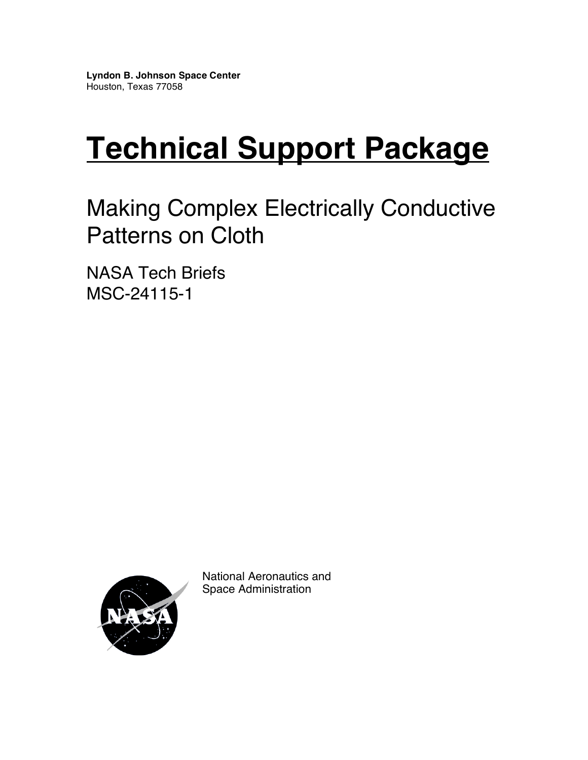**Lyndon B. Johnson Space Center**
Houston, Texas 77058

# Technical Support Package

## Making Complex Electrically Conductive Patterns on Cloth

NASA Tech Briefs
MSC-24115-1

National Aeronautics and
Space Administration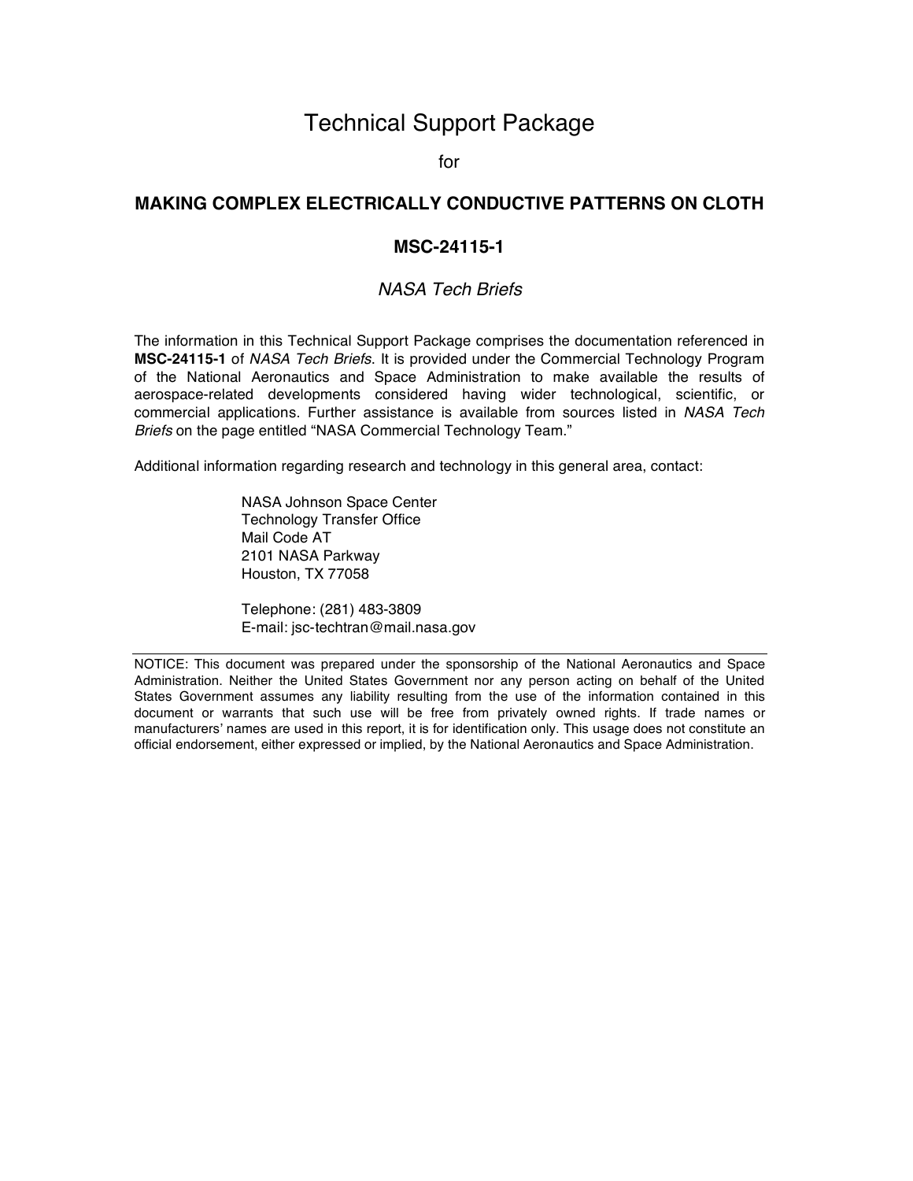# Technical Support Package

for

## MAKING COMPLEX ELECTRICALLY CONDUCTIVE PATTERNS ON CLOTH

### MSC-24115-1

*NASA Tech Briefs*

The information in this Technical Support Package comprises the documentation referenced in **MSC-24115-1** of *NASA Tech Briefs*. It is provided under the Commercial Technology Program of the National Aeronautics and Space Administration to make available the results of aerospace-related developments considered having wider technological, scientific, or commercial applications. Further assistance is available from sources listed in *NASA Tech Briefs* on the page entitled “NASA Commercial Technology Team.”

Additional information regarding research and technology in this general area, contact:

NASA Johnson Space Center
Technology Transfer Office
Mail Code AT
2101 NASA Parkway
Houston, TX 77058

Telephone: (281) 483-3809
E-mail: jsc-techtran@mail.nasa.gov

---

NOTICE: This document was prepared under the sponsorship of the National Aeronautics and Space Administration. Neither the United States Government nor any person acting on behalf of the United States Government assumes any liability resulting from the use of the information contained in this document or warrants that such use will be free from privately owned rights. If trade names or manufacturers’ names are used in this report, it is for identification only. This usage does not constitute an official endorsement, either expressed or implied, by the National Aeronautics and Space Administration.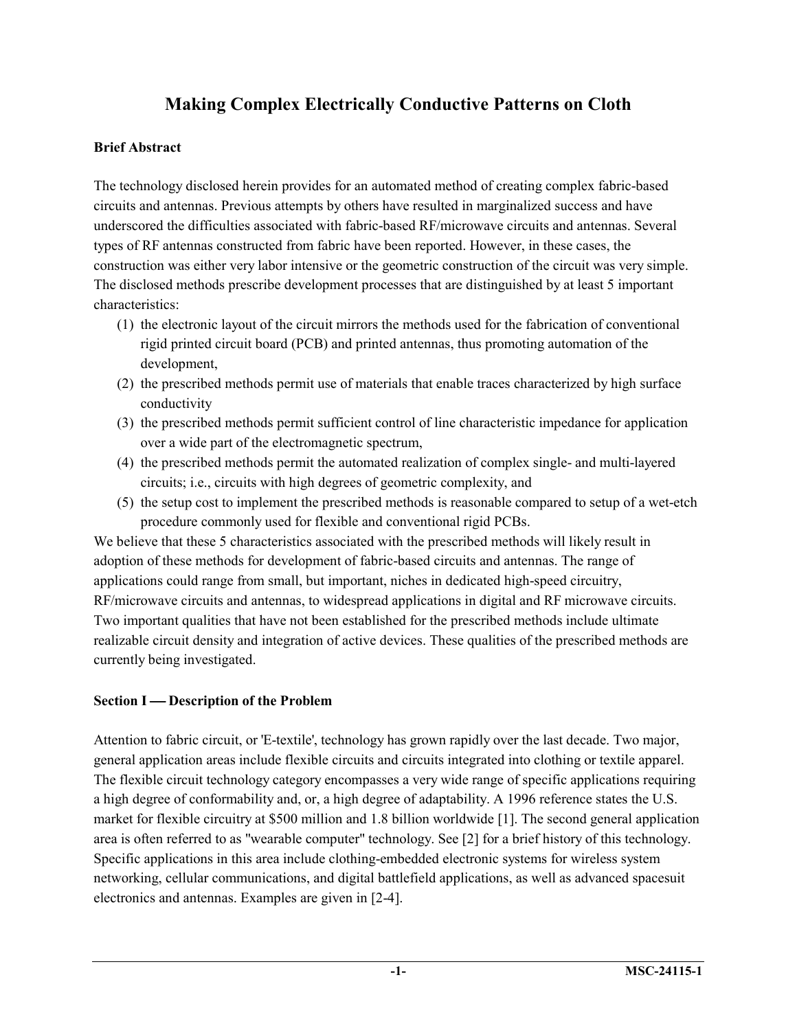# Making Complex Electrically Conductive Patterns on Cloth

### Brief Abstract

The technology disclosed herein provides for an automated method of creating complex fabric-based circuits and antennas. Previous attempts by others have resulted in marginalized success and have underscored the difficulties associated with fabric-based RF/microwave circuits and antennas. Several types of RF antennas constructed from fabric have been reported. However, in these cases, the construction was either very labor intensive or the geometric construction of the circuit was very simple. The disclosed methods prescribe development processes that are distinguished by at least 5 important characteristics:

(1) the electronic layout of the circuit mirrors the methods used for the fabrication of conventional rigid printed circuit board (PCB) and printed antennas, thus promoting automation of the development,
(2) the prescribed methods permit use of materials that enable traces characterized by high surface conductivity
(3) the prescribed methods permit sufficient control of line characteristic impedance for application over a wide part of the electromagnetic spectrum,
(4) the prescribed methods permit the automated realization of complex single- and multi-layered circuits; i.e., circuits with high degrees of geometric complexity, and
(5) the setup cost to implement the prescribed methods is reasonable compared to setup of a wet-etch procedure commonly used for flexible and conventional rigid PCBs.

We believe that these 5 characteristics associated with the prescribed methods will likely result in adoption of these methods for development of fabric-based circuits and antennas. The range of applications could range from small, but important, niches in dedicated high-speed circuitry, RF/microwave circuits and antennas, to widespread applications in digital and RF microwave circuits. Two important qualities that have not been established for the prescribed methods include ultimate realizable circuit density and integration of active devices. These qualities of the prescribed methods are currently being investigated.

### Section I — Description of the Problem

Attention to fabric circuit, or 'E-textile', technology has grown rapidly over the last decade. Two major, general application areas include flexible circuits and circuits integrated into clothing or textile apparel. The flexible circuit technology category encompasses a very wide range of specific applications requiring a high degree of conformability and, or, a high degree of adaptability. A 1996 reference states the U.S. market for flexible circuitry at $500 million and 1.8 billion worldwide [1]. The second general application area is often referred to as "wearable computer" technology. See [2] for a brief history of this technology. Specific applications in this area include clothing-embedded electronic systems for wireless system networking, cellular communications, and digital battlefield applications, as well as advanced spacesuit electronics and antennas. Examples are given in [2-4].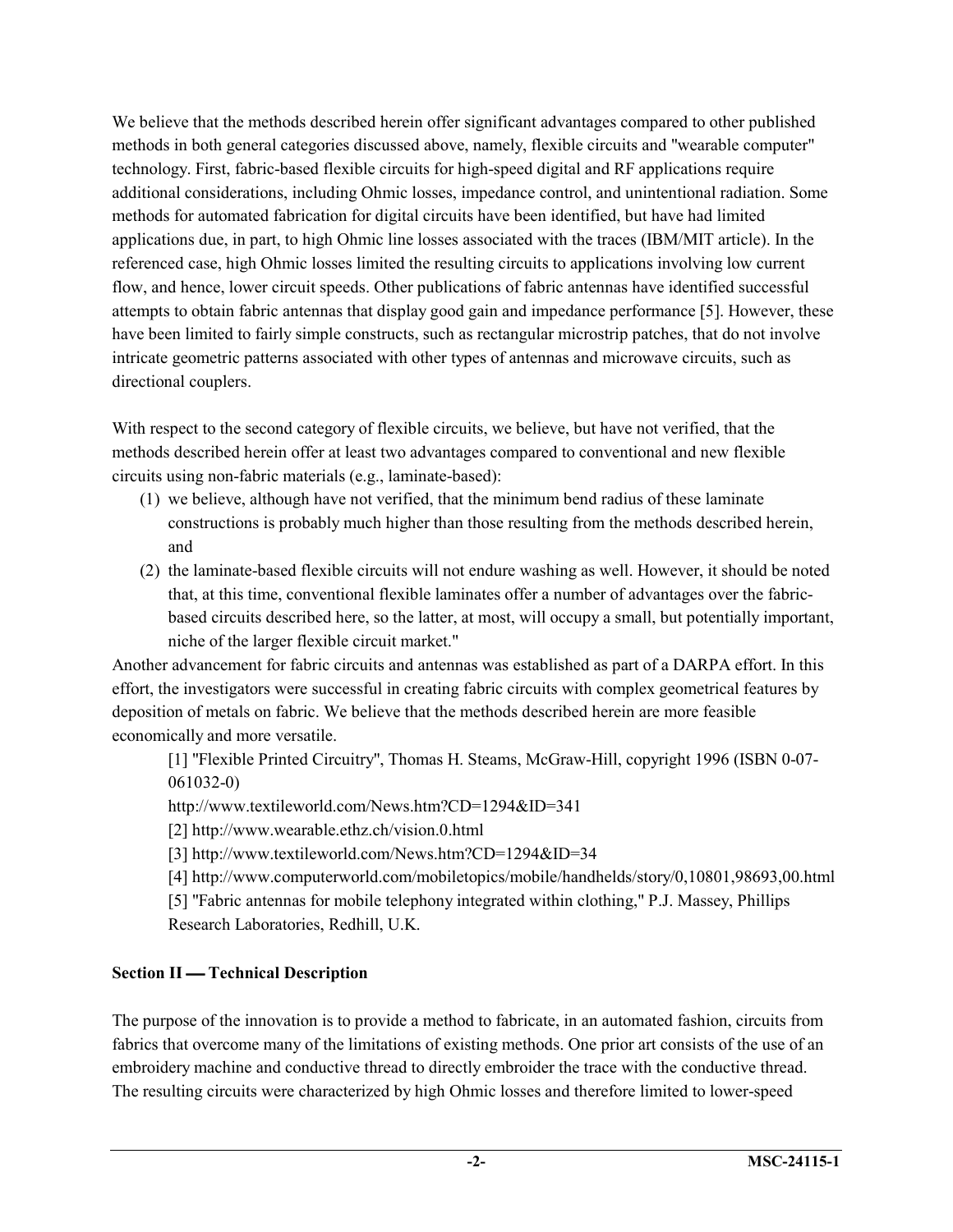We believe that the methods described herein offer significant advantages compared to other published methods in both general categories discussed above, namely, flexible circuits and "wearable computer" technology. First, fabric-based flexible circuits for high-speed digital and RF applications require additional considerations, including Ohmic losses, impedance control, and unintentional radiation. Some methods for automated fabrication for digital circuits have been identified, but have had limited applications due, in part, to high Ohmic line losses associated with the traces (IBM/MIT article). In the referenced case, high Ohmic losses limited the resulting circuits to applications involving low current flow, and hence, lower circuit speeds. Other publications of fabric antennas have identified successful attempts to obtain fabric antennas that display good gain and impedance performance [5]. However, these have been limited to fairly simple constructs, such as rectangular microstrip patches, that do not involve intricate geometric patterns associated with other types of antennas and microwave circuits, such as directional couplers.

With respect to the second category of flexible circuits, we believe, but have not verified, that the methods described herein offer at least two advantages compared to conventional and new flexible circuits using non-fabric materials (e.g., laminate-based):

(1) we believe, although have not verified, that the minimum bend radius of these laminate constructions is probably much higher than those resulting from the methods described herein, and
(2) the laminate-based flexible circuits will not endure washing as well. However, it should be noted that, at this time, conventional flexible laminates offer a number of advantages over the fabric-based circuits described here, so the latter, at most, will occupy a small, but potentially important, niche of the larger flexible circuit market."

Another advancement for fabric circuits and antennas was established as part of a DARPA effort. In this effort, the investigators were successful in creating fabric circuits with complex geometrical features by deposition of metals on fabric. We believe that the methods described herein are more feasible economically and more versatile.

[1] "Flexible Printed Circuitry", Thomas H. Steams, McGraw-Hill, copyright 1996 (ISBN 0-07-061032-0)

http://www.textileworld.com/News.htm?CD=1294&ID=341

[2] http://www.wearable.ethz.ch/vision.0.html

[3] http://www.textileworld.com/News.htm?CD=1294&ID=34

[4] http://www.computerworld.com/mobiletopics/mobile/handhelds/story/0,10801,98693,00.html

[5] "Fabric antennas for mobile telephony integrated within clothing," P.J. Massey, Phillips Research Laboratories, Redhill, U.K.

## Section II — Technical Description

The purpose of the innovation is to provide a method to fabricate, in an automated fashion, circuits from fabrics that overcome many of the limitations of existing methods. One prior art consists of the use of an embroidery machine and conductive thread to directly embroider the trace with the conductive thread. The resulting circuits were characterized by high Ohmic losses and therefore limited to lower-speed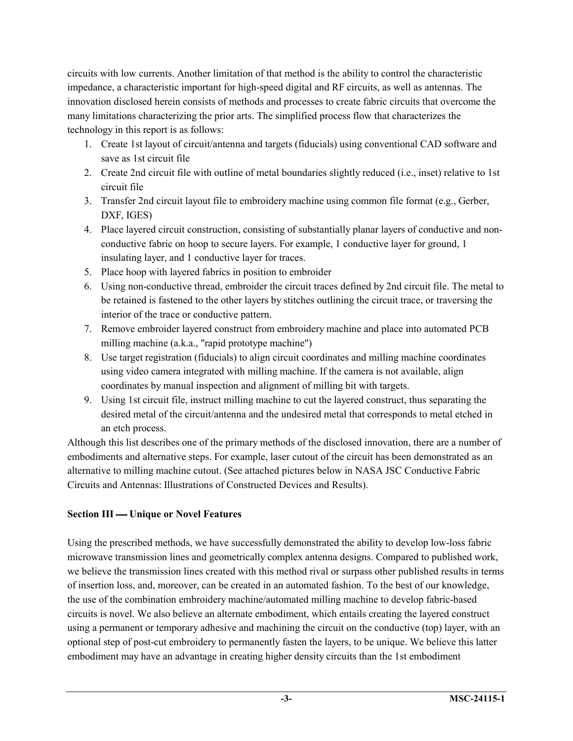circuits with low currents. Another limitation of that method is the ability to control the characteristic impedance, a characteristic important for high-speed digital and RF circuits, as well as antennas. The innovation disclosed herein consists of methods and processes to create fabric circuits that overcome the many limitations characterizing the prior arts. The simplified process flow that characterizes the technology in this report is as follows:

1. Create 1st layout of circuit/antenna and targets (fiducials) using conventional CAD software and save as 1st circuit file
2. Create 2nd circuit file with outline of metal boundaries slightly reduced (i.e., inset) relative to 1st circuit file
3. Transfer 2nd circuit layout file to embroidery machine using common file format (e.g., Gerber, DXF, IGES)
4. Place layered circuit construction, consisting of substantially planar layers of conductive and non-conductive fabric on hoop to secure layers. For example, 1 conductive layer for ground, 1 insulating layer, and 1 conductive layer for traces.
5. Place hoop with layered fabrics in position to embroider
6. Using non-conductive thread, embroider the circuit traces defined by 2nd circuit file. The metal to be retained is fastened to the other layers by stitches outlining the circuit trace, or traversing the interior of the trace or conductive pattern.
7. Remove embroider layered construct from embroidery machine and place into automated PCB milling machine (a.k.a., "rapid prototype machine")
8. Use target registration (fiducials) to align circuit coordinates and milling machine coordinates using video camera integrated with milling machine. If the camera is not available, align coordinates by manual inspection and alignment of milling bit with targets.
9. Using 1st circuit file, instruct milling machine to cut the layered construct, thus separating the desired metal of the circuit/antenna and the undesired metal that corresponds to metal etched in an etch process.

Although this list describes one of the primary methods of the disclosed innovation, there are a number of embodiments and alternative steps. For example, laser cutout of the circuit has been demonstrated as an alternative to milling machine cutout. (See attached pictures below in NASA JSC Conductive Fabric Circuits and Antennas: Illustrations of Constructed Devices and Results).

**Section III — Unique or Novel Features**

Using the prescribed methods, we have successfully demonstrated the ability to develop low-loss fabric microwave transmission lines and geometrically complex antenna designs. Compared to published work, we believe the transmission lines created with this method rival or surpass other published results in terms of insertion loss, and, moreover, can be created in an automated fashion. To the best of our knowledge, the use of the combination embroidery machine/automated milling machine to develop fabric-based circuits is novel. We also believe an alternate embodiment, which entails creating the layered construct using a permanent or temporary adhesive and machining the circuit on the conductive (top) layer, with an optional step of post-cut embroidery to permanently fasten the layers, to be unique. We believe this latter embodiment may have an advantage in creating higher density circuits than the 1st embodiment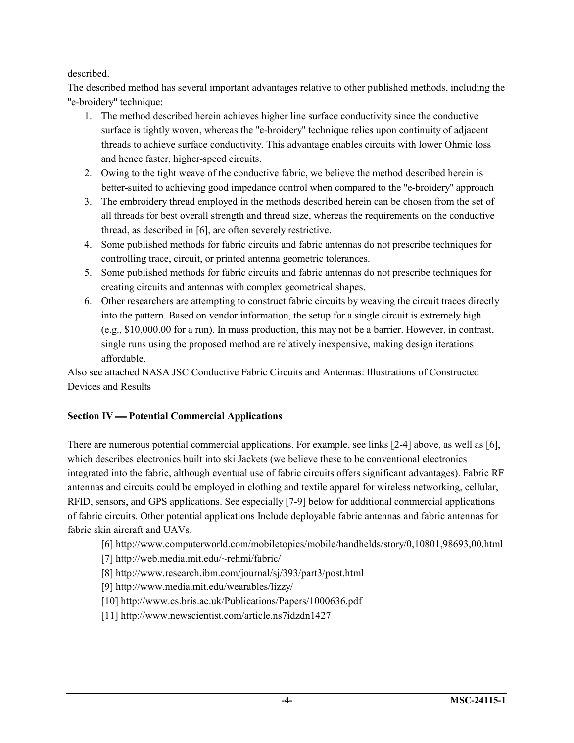described.

The described method has several important advantages relative to other published methods, including the "e-broidery" technique:

1. The method described herein achieves higher line surface conductivity since the conductive surface is tightly woven, whereas the "e-broidery" technique relies upon continuity of adjacent threads to achieve surface conductivity. This advantage enables circuits with lower Ohmic loss and hence faster, higher-speed circuits.
2. Owing to the tight weave of the conductive fabric, we believe the method described herein is better-suited to achieving good impedance control when compared to the "e-broidery" approach
3. The embroidery thread employed in the methods described herein can be chosen from the set of all threads for best overall strength and thread size, whereas the requirements on the conductive thread, as described in [6], are often severely restrictive.
4. Some published methods for fabric circuits and fabric antennas do not prescribe techniques for controlling trace, circuit, or printed antenna geometric tolerances.
5. Some published methods for fabric circuits and fabric antennas do not prescribe techniques for creating circuits and antennas with complex geometrical shapes.
6. Other researchers are attempting to construct fabric circuits by weaving the circuit traces directly into the pattern. Based on vendor information, the setup for a single circuit is extremely high (e.g., $10,000.00 for a run). In mass production, this may not be a barrier. However, in contrast, single runs using the proposed method are relatively inexpensive, making design iterations affordable.

Also see attached NASA JSC Conductive Fabric Circuits and Antennas: Illustrations of Constructed Devices and Results

**Section IV — Potential Commercial Applications**

There are numerous potential commercial applications. For example, see links [2-4] above, as well as [6], which describes electronics built into ski Jackets (we believe these to be conventional electronics integrated into the fabric, although eventual use of fabric circuits offers significant advantages). Fabric RF antennas and circuits could be employed in clothing and textile apparel for wireless networking, cellular, RFID, sensors, and GPS applications. See especially [7-9] below for additional commercial applications of fabric circuits. Other potential applications Include deployable fabric antennas and fabric antennas for fabric skin aircraft and UAVs.

[6] http://www.computerworld.com/mobiletopics/mobile/handhelds/story/0,10801,98693,00.html

[7] http://web.media.mit.edu/~rehmi/fabric/

[8] http://www.research.ibm.com/journal/sj/393/part3/post.html

[9] http://www.media.mit.edu/wearables/lizzy/

[10] http://www.cs.bris.ac.uk/Publications/Papers/1000636.pdf

[11] http://www.newscientist.com/article.ns7idzdn1427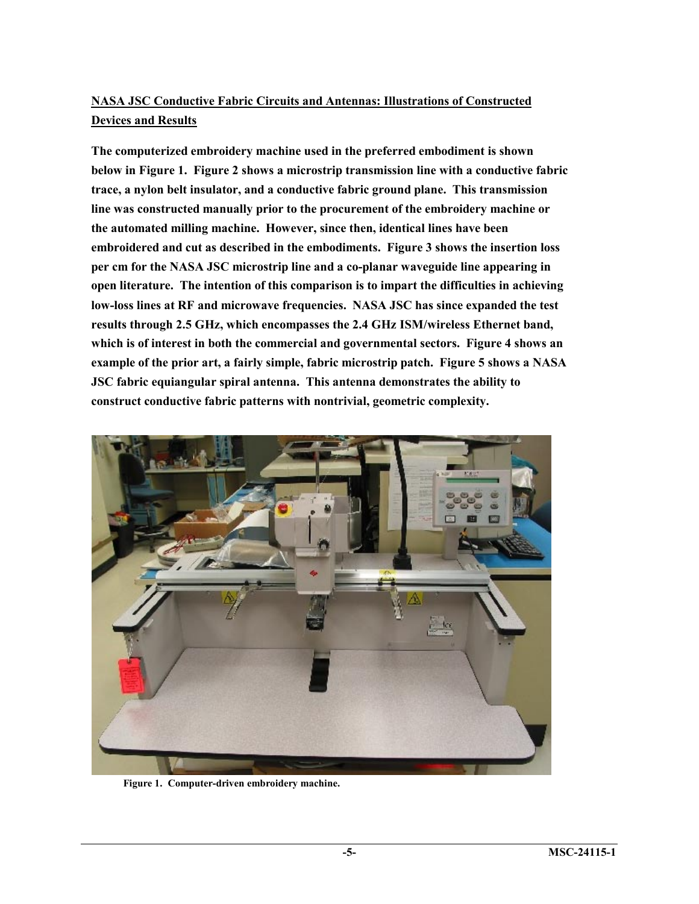## NASA JSC Conductive Fabric Circuits and Antennas: Illustrations of Constructed Devices and Results

**The computerized embroidery machine used in the preferred embodiment is shown below in Figure 1. Figure 2 shows a microstrip transmission line with a conductive fabric trace, a nylon belt insulator, and a conductive fabric ground plane. This transmission line was constructed manually prior to the procurement of the embroidery machine or the automated milling machine. However, since then, identical lines have been embroidered and cut as described in the embodiments. Figure 3 shows the insertion loss per cm for the NASA JSC microstrip line and a co-planar waveguide line appearing in open literature. The intention of this comparison is to impart the difficulties in achieving low-loss lines at RF and microwave frequencies. NASA JSC has since expanded the test results through 2.5 GHz, which encompasses the 2.4 GHz ISM/wireless Ethernet band, which is of interest in both the commercial and governmental sectors. Figure 4 shows an example of the prior art, a fairly simple, fabric microstrip patch. Figure 5 shows a NASA JSC fabric equiangular spiral antenna. This antenna demonstrates the ability to construct conductive fabric patterns with nontrivial, geometric complexity.**

**Figure 1. Computer-driven embroidery machine.**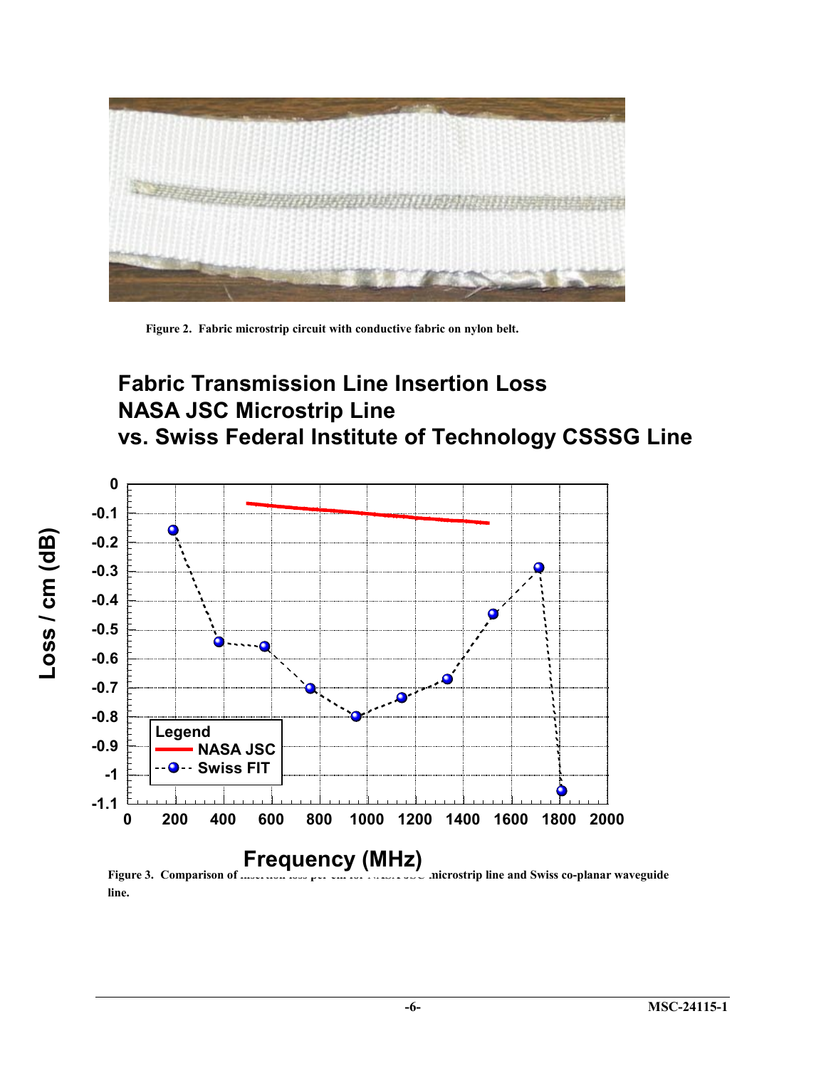Figure 2. Fabric microstrip circuit with conductive fabric on nylon belt.

**Fabric Transmission Line Insertion Loss**
**NASA JSC Microstrip Line**
**vs. Swiss Federal Institute of Technology CSSSG Line**

Figure 3. Comparison of insertion loss per cm for NASA JSC microstrip line and Swiss co-planar waveguide line.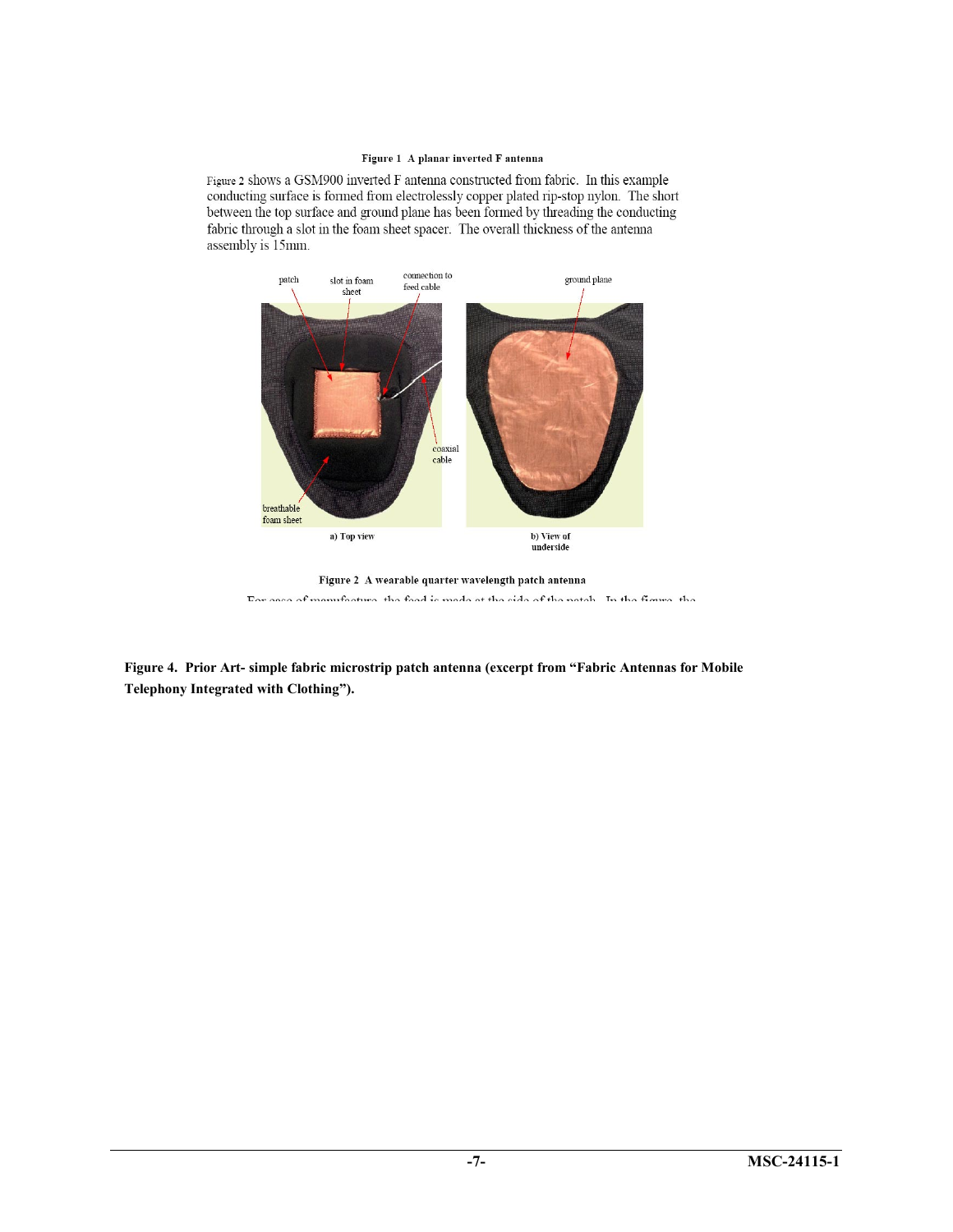**Figure 1 A planar inverted F antenna**

Figure 2 shows a GSM900 inverted F antenna constructed from fabric. In this example conducting surface is formed from electrolessly copper plated rip-stop nylon. The short between the top surface and ground plane has been formed by threading the conducting fabric through a slot in the foam sheet spacer. The overall thickness of the antenna assembly is 15mm.

patch | slot in foam sheet | connection to feed cable | ground plane | coaxial cable | breathable foam sheet

a) Top view

b) View of underside

**Figure 2 A wearable quarter wavelength patch antenna**

**Figure 4. Prior Art- simple fabric microstrip patch antenna (excerpt from "Fabric Antennas for Mobile Telephony Integrated with Clothing").**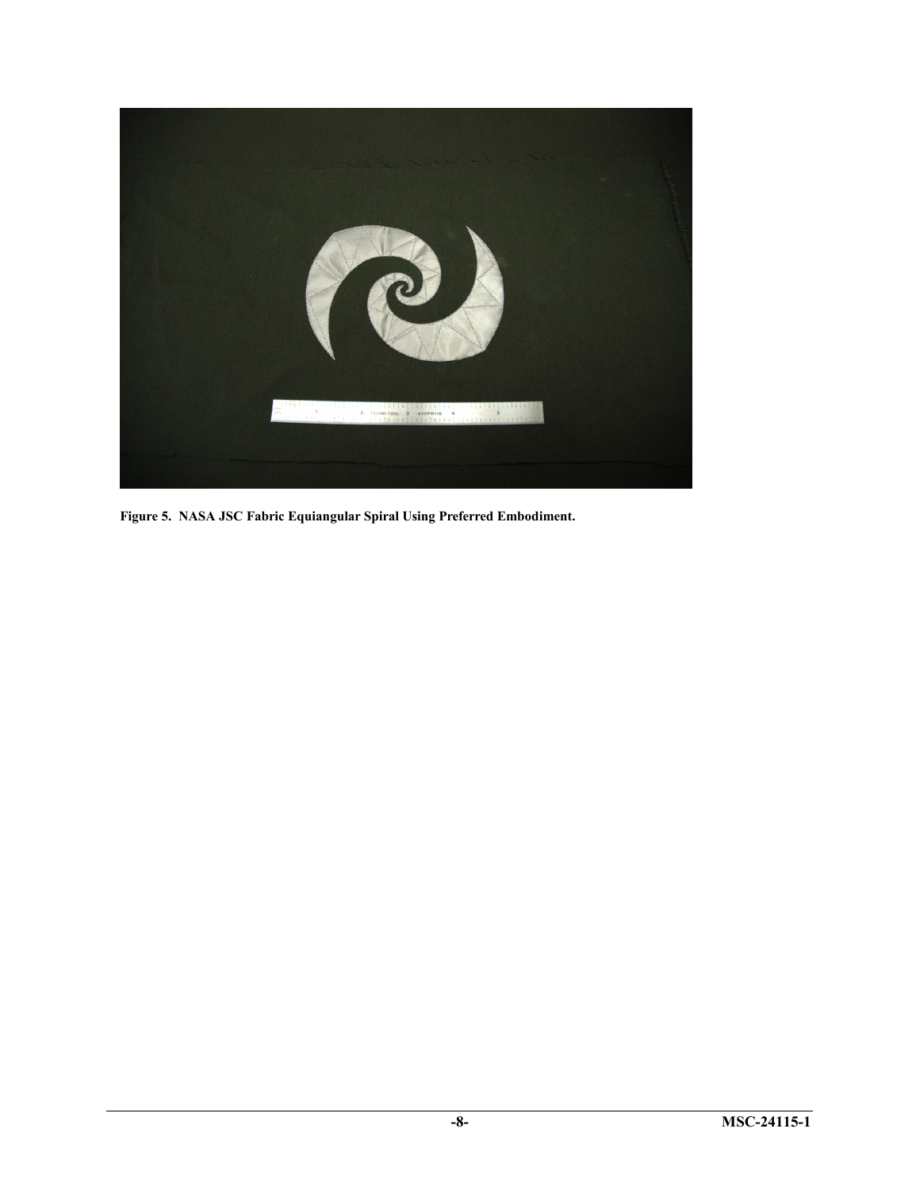**Figure 5. NASA JSC Fabric Equiangular Spiral Using Preferred Embodiment.**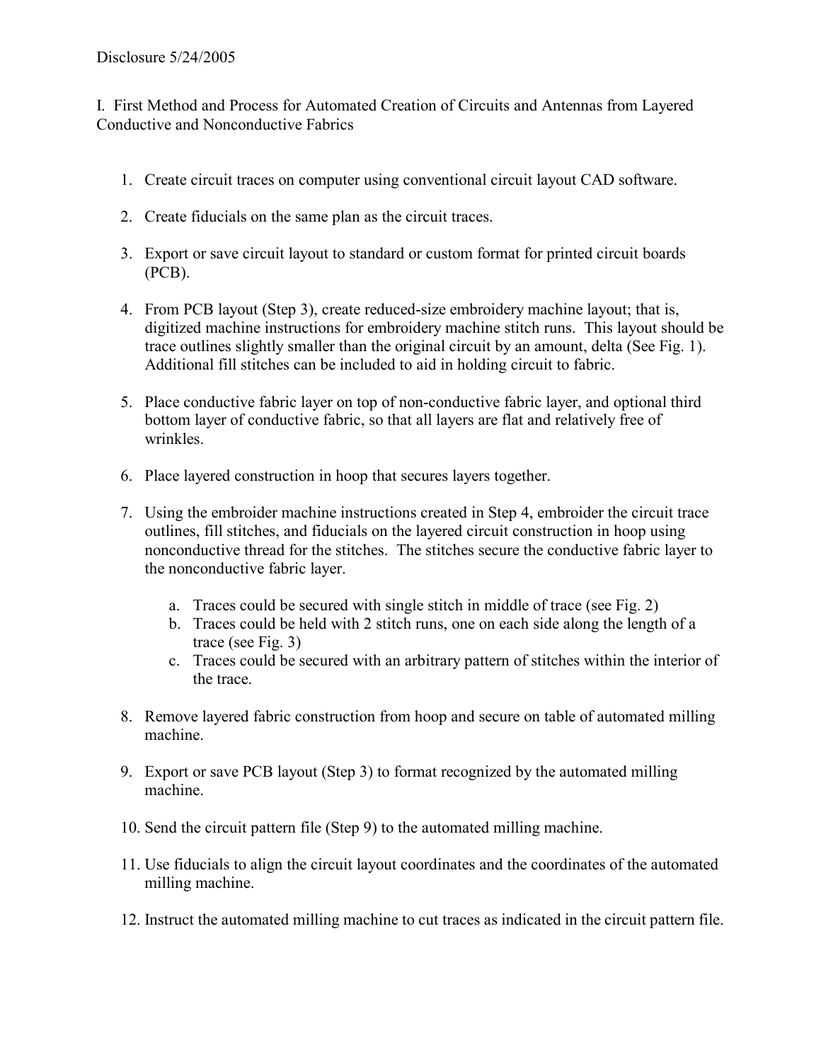Disclosure 5/24/2005

I. First Method and Process for Automated Creation of Circuits and Antennas from Layered Conductive and Nonconductive Fabrics

1. Create circuit traces on computer using conventional circuit layout CAD software.

2. Create fiducials on the same plan as the circuit traces.

3. Export or save circuit layout to standard or custom format for printed circuit boards (PCB).

4. From PCB layout (Step 3), create reduced-size embroidery machine layout; that is, digitized machine instructions for embroidery machine stitch runs. This layout should be trace outlines slightly smaller than the original circuit by an amount, delta (See Fig. 1). Additional fill stitches can be included to aid in holding circuit to fabric.

5. Place conductive fabric layer on top of non-conductive fabric layer, and optional third bottom layer of conductive fabric, so that all layers are flat and relatively free of wrinkles.

6. Place layered construction in hoop that secures layers together.

7. Using the embroider machine instructions created in Step 4, embroider the circuit trace outlines, fill stitches, and fiducials on the layered circuit construction in hoop using nonconductive thread for the stitches. The stitches secure the conductive fabric layer to the nonconductive fabric layer.

   a. Traces could be secured with single stitch in middle of trace (see Fig. 2)
   b. Traces could be held with 2 stitch runs, one on each side along the length of a trace (see Fig. 3)
   c. Traces could be secured with an arbitrary pattern of stitches within the interior of the trace.

8. Remove layered fabric construction from hoop and secure on table of automated milling machine.

9. Export or save PCB layout (Step 3) to format recognized by the automated milling machine.

10. Send the circuit pattern file (Step 9) to the automated milling machine.

11. Use fiducials to align the circuit layout coordinates and the coordinates of the automated milling machine.

12. Instruct the automated milling machine to cut traces as indicated in the circuit pattern file.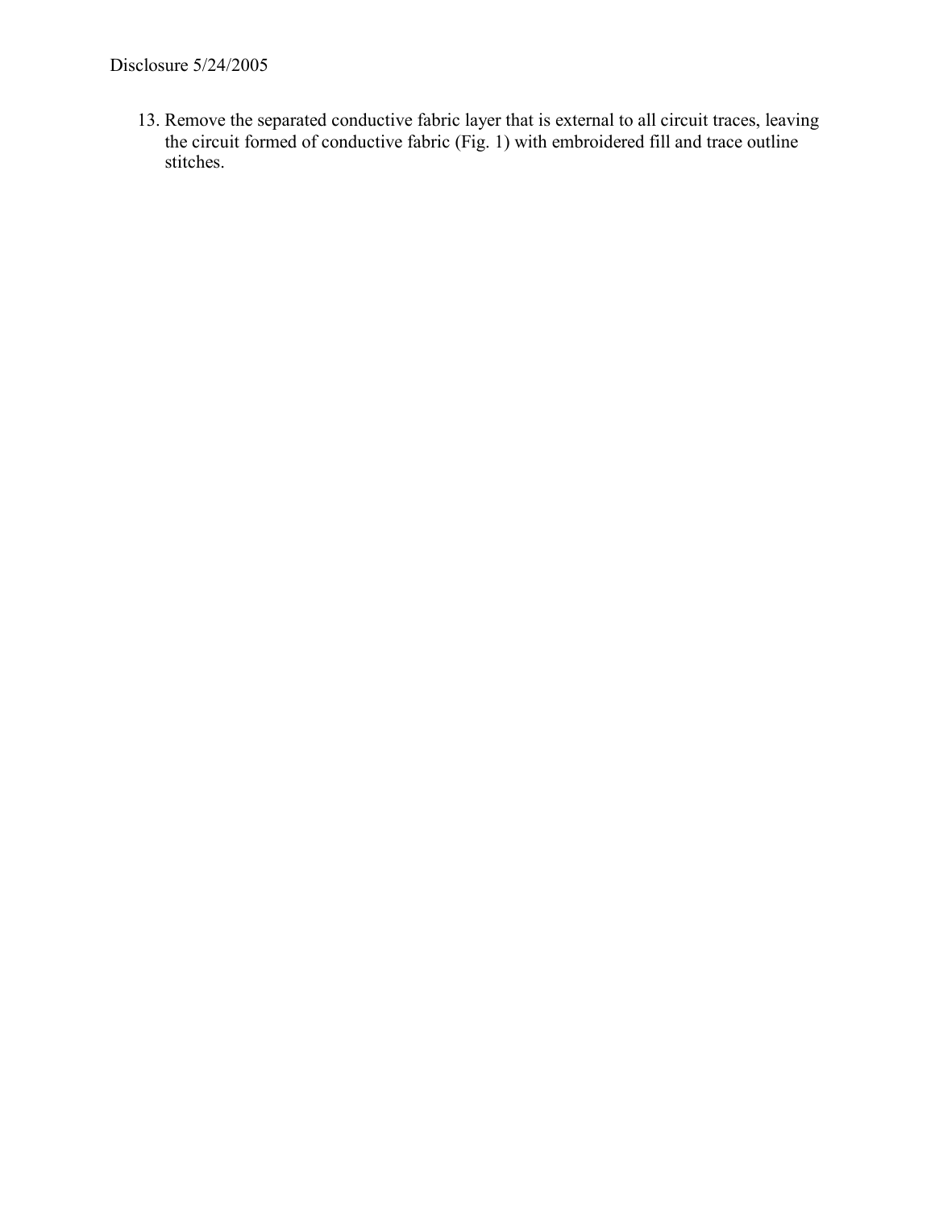13. Remove the separated conductive fabric layer that is external to all circuit traces, leaving the circuit formed of conductive fabric (Fig. 1) with embroidered fill and trace outline stitches.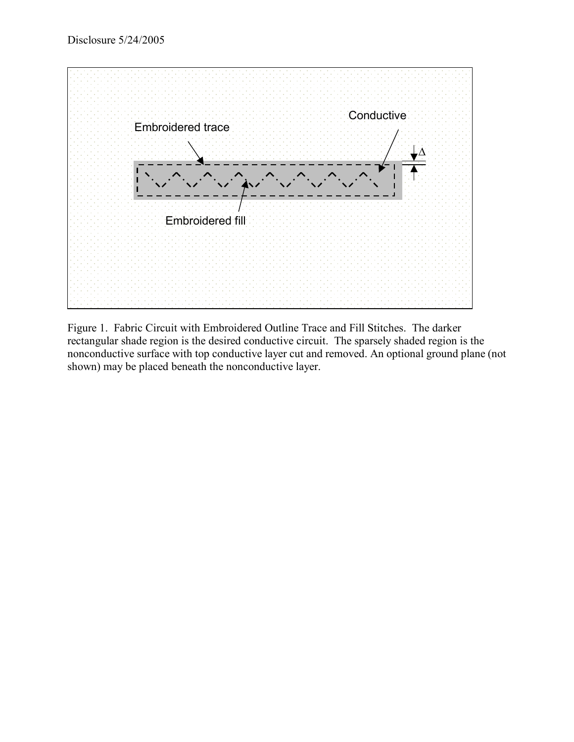Disclosure 5/24/2005

Figure 1. Fabric Circuit with Embroidered Outline Trace and Fill Stitches. The darker rectangular shade region is the desired conductive circuit. The sparsely shaded region is the nonconductive surface with top conductive layer cut and removed. An optional ground plane (not shown) may be placed beneath the nonconductive layer.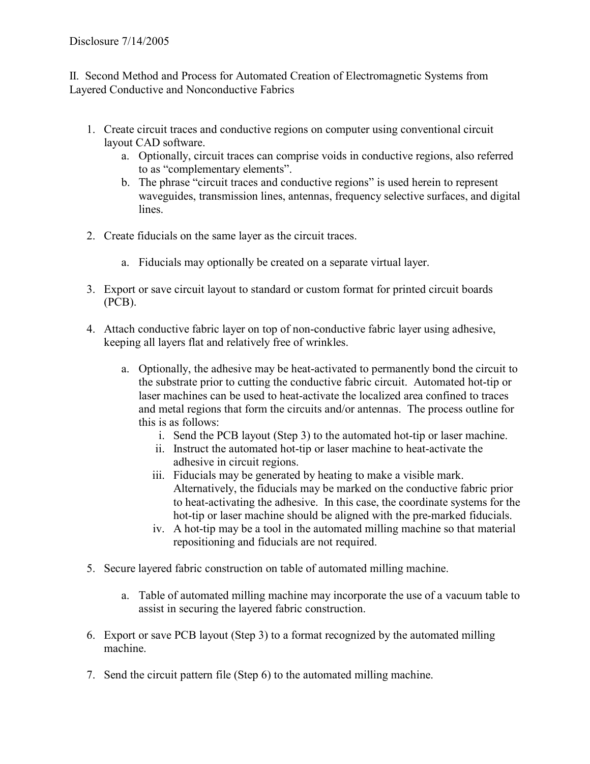Disclosure 7/14/2005

II. Second Method and Process for Automated Creation of Electromagnetic Systems from Layered Conductive and Nonconductive Fabrics

1. Create circuit traces and conductive regions on computer using conventional circuit layout CAD software.
   a. Optionally, circuit traces can comprise voids in conductive regions, also referred to as "complementary elements".
   b. The phrase "circuit traces and conductive regions" is used herein to represent waveguides, transmission lines, antennas, frequency selective surfaces, and digital lines.

2. Create fiducials on the same layer as the circuit traces.

   a. Fiducials may optionally be created on a separate virtual layer.

3. Export or save circuit layout to standard or custom format for printed circuit boards (PCB).

4. Attach conductive fabric layer on top of non-conductive fabric layer using adhesive, keeping all layers flat and relatively free of wrinkles.

   a. Optionally, the adhesive may be heat-activated to permanently bond the circuit to the substrate prior to cutting the conductive fabric circuit. Automated hot-tip or laser machines can be used to heat-activate the localized area confined to traces and metal regions that form the circuits and/or antennas. The process outline for this is as follows:
      i. Send the PCB layout (Step 3) to the automated hot-tip or laser machine.
      ii. Instruct the automated hot-tip or laser machine to heat-activate the adhesive in circuit regions.
      iii. Fiducials may be generated by heating to make a visible mark. Alternatively, the fiducials may be marked on the conductive fabric prior to heat-activating the adhesive. In this case, the coordinate systems for the hot-tip or laser machine should be aligned with the pre-marked fiducials.
      iv. A hot-tip may be a tool in the automated milling machine so that material repositioning and fiducials are not required.

5. Secure layered fabric construction on table of automated milling machine.

   a. Table of automated milling machine may incorporate the use of a vacuum table to assist in securing the layered fabric construction.

6. Export or save PCB layout (Step 3) to a format recognized by the automated milling machine.

7. Send the circuit pattern file (Step 6) to the automated milling machine.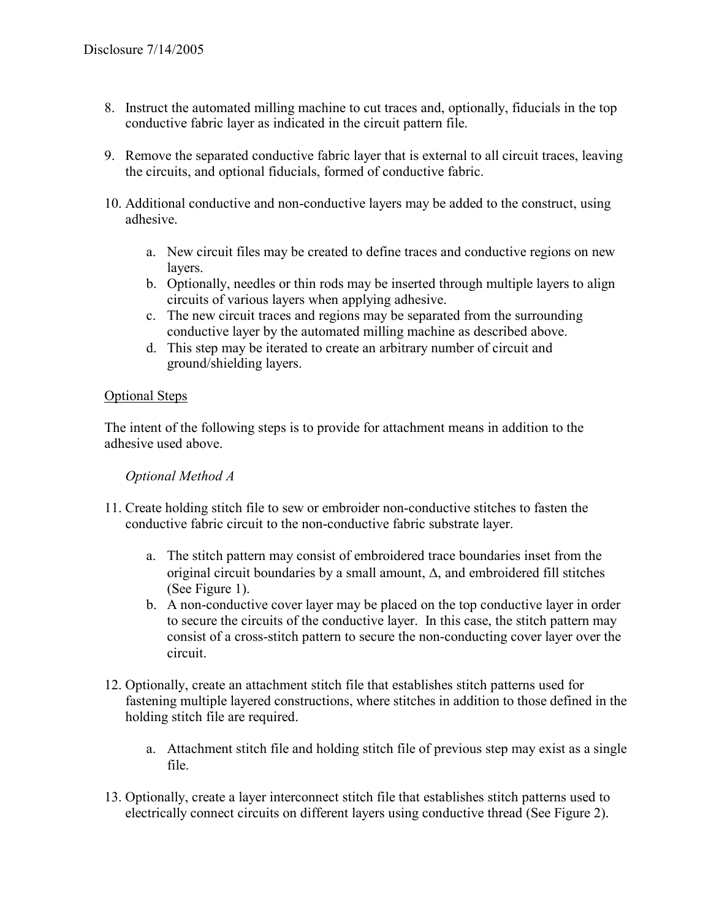8. Instruct the automated milling machine to cut traces and, optionally, fiducials in the top conductive fabric layer as indicated in the circuit pattern file.

9. Remove the separated conductive fabric layer that is external to all circuit traces, leaving the circuits, and optional fiducials, formed of conductive fabric.

10. Additional conductive and non-conductive layers may be added to the construct, using adhesive.

    a. New circuit files may be created to define traces and conductive regions on new layers.
    b. Optionally, needles or thin rods may be inserted through multiple layers to align circuits of various layers when applying adhesive.
    c. The new circuit traces and regions may be separated from the surrounding conductive layer by the automated milling machine as described above.
    d. This step may be iterated to create an arbitrary number of circuit and ground/shielding layers.

<u>Optional Steps</u>

The intent of the following steps is to provide for attachment means in addition to the adhesive used above.

*Optional Method A*

11. Create holding stitch file to sew or embroider non-conductive stitches to fasten the conductive fabric circuit to the non-conductive fabric substrate layer.

    a. The stitch pattern may consist of embroidered trace boundaries inset from the original circuit boundaries by a small amount, $\Delta$, and embroidered fill stitches (See Figure 1).
    b. A non-conductive cover layer may be placed on the top conductive layer in order to secure the circuits of the conductive layer. In this case, the stitch pattern may consist of a cross-stitch pattern to secure the non-conducting cover layer over the circuit.

12. Optionally, create an attachment stitch file that establishes stitch patterns used for fastening multiple layered constructions, where stitches in addition to those defined in the holding stitch file are required.

    a. Attachment stitch file and holding stitch file of previous step may exist as a single file.

13. Optionally, create a layer interconnect stitch file that establishes stitch patterns used to electrically connect circuits on different layers using conductive thread (See Figure 2).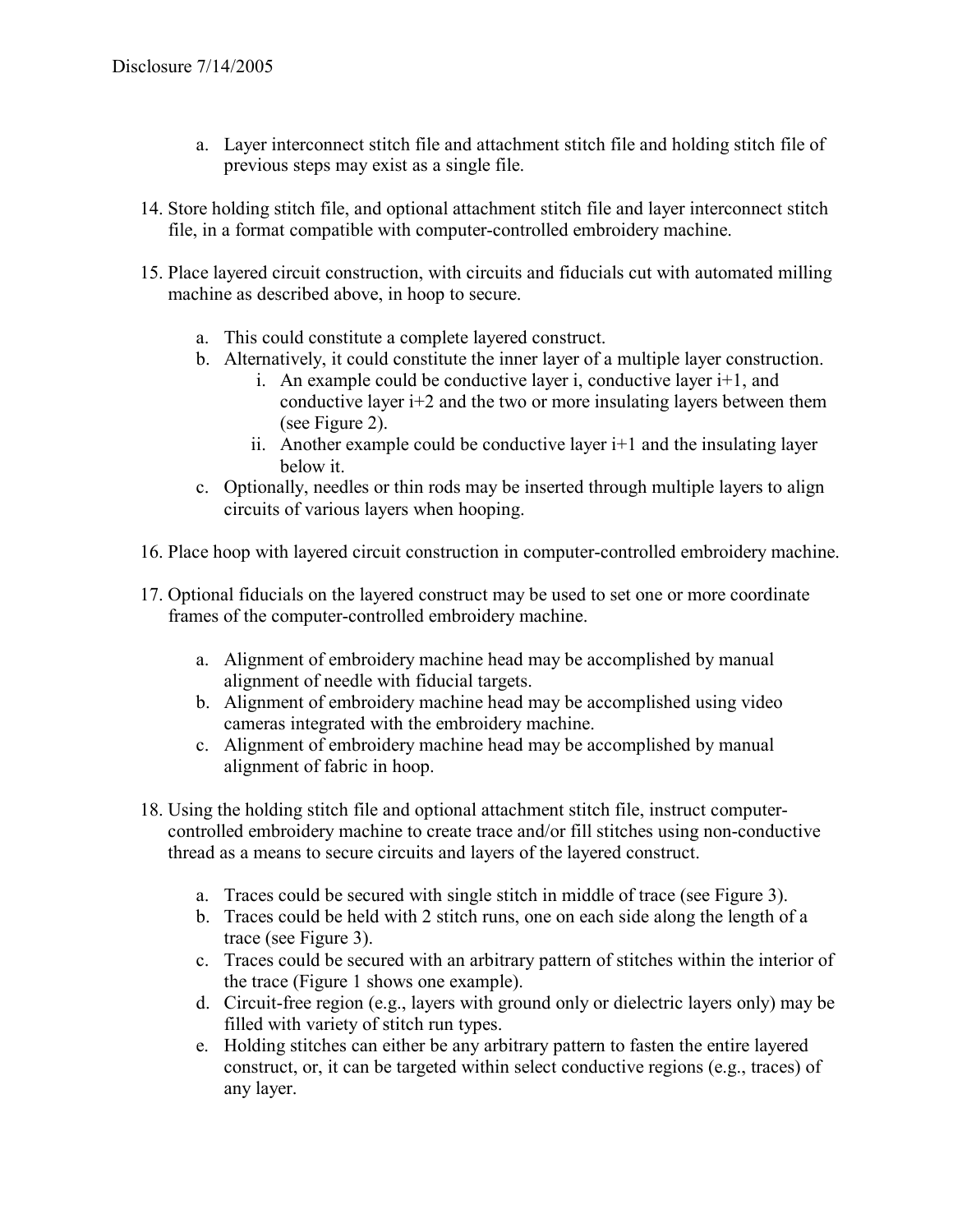a. Layer interconnect stitch file and attachment stitch file and holding stitch file of previous steps may exist as a single file.

14. Store holding stitch file, and optional attachment stitch file and layer interconnect stitch file, in a format compatible with computer-controlled embroidery machine.

15. Place layered circuit construction, with circuits and fiducials cut with automated milling machine as described above, in hoop to secure.

    a. This could constitute a complete layered construct.
    b. Alternatively, it could constitute the inner layer of a multiple layer construction.
        i. An example could be conductive layer i, conductive layer i+1, and conductive layer i+2 and the two or more insulating layers between them (see Figure 2).
        ii. Another example could be conductive layer i+1 and the insulating layer below it.
    c. Optionally, needles or thin rods may be inserted through multiple layers to align circuits of various layers when hooping.

16. Place hoop with layered circuit construction in computer-controlled embroidery machine.

17. Optional fiducials on the layered construct may be used to set one or more coordinate frames of the computer-controlled embroidery machine.

    a. Alignment of embroidery machine head may be accomplished by manual alignment of needle with fiducial targets.
    b. Alignment of embroidery machine head may be accomplished using video cameras integrated with the embroidery machine.
    c. Alignment of embroidery machine head may be accomplished by manual alignment of fabric in hoop.

18. Using the holding stitch file and optional attachment stitch file, instruct computer-controlled embroidery machine to create trace and/or fill stitches using non-conductive thread as a means to secure circuits and layers of the layered construct.

    a. Traces could be secured with single stitch in middle of trace (see Figure 3).
    b. Traces could be held with 2 stitch runs, one on each side along the length of a trace (see Figure 3).
    c. Traces could be secured with an arbitrary pattern of stitches within the interior of the trace (Figure 1 shows one example).
    d. Circuit-free region (e.g., layers with ground only or dielectric layers only) may be filled with variety of stitch run types.
    e. Holding stitches can either be any arbitrary pattern to fasten the entire layered construct, or, it can be targeted within select conductive regions (e.g., traces) of any layer.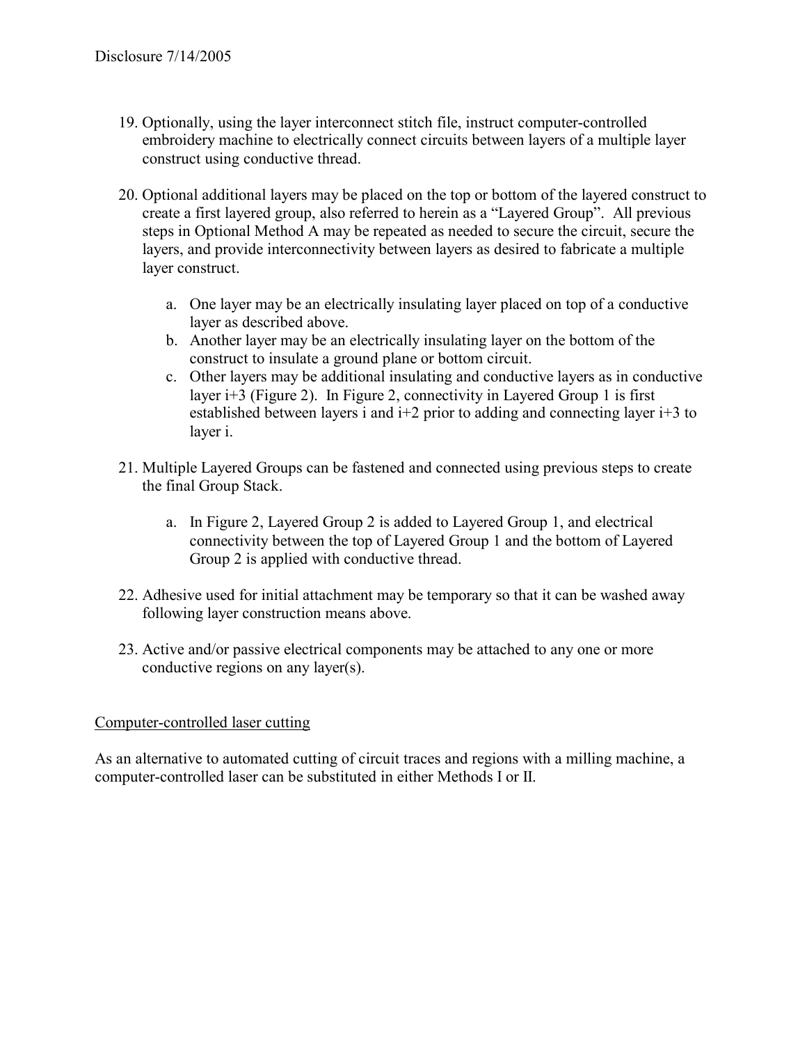19. Optionally, using the layer interconnect stitch file, instruct computer-controlled embroidery machine to electrically connect circuits between layers of a multiple layer construct using conductive thread.

20. Optional additional layers may be placed on the top or bottom of the layered construct to create a first layered group, also referred to herein as a "Layered Group". All previous steps in Optional Method A may be repeated as needed to secure the circuit, secure the layers, and provide interconnectivity between layers as desired to fabricate a multiple layer construct.

    a. One layer may be an electrically insulating layer placed on top of a conductive layer as described above.
    b. Another layer may be an electrically insulating layer on the bottom of the construct to insulate a ground plane or bottom circuit.
    c. Other layers may be additional insulating and conductive layers as in conductive layer i+3 (Figure 2). In Figure 2, connectivity in Layered Group 1 is first established between layers i and i+2 prior to adding and connecting layer i+3 to layer i.

21. Multiple Layered Groups can be fastened and connected using previous steps to create the final Group Stack.

    a. In Figure 2, Layered Group 2 is added to Layered Group 1, and electrical connectivity between the top of Layered Group 1 and the bottom of Layered Group 2 is applied with conductive thread.

22. Adhesive used for initial attachment may be temporary so that it can be washed away following layer construction means above.

23. Active and/or passive electrical components may be attached to any one or more conductive regions on any layer(s).

<u>Computer-controlled laser cutting</u>

As an alternative to automated cutting of circuit traces and regions with a milling machine, a computer-controlled laser can be substituted in either Methods I or II.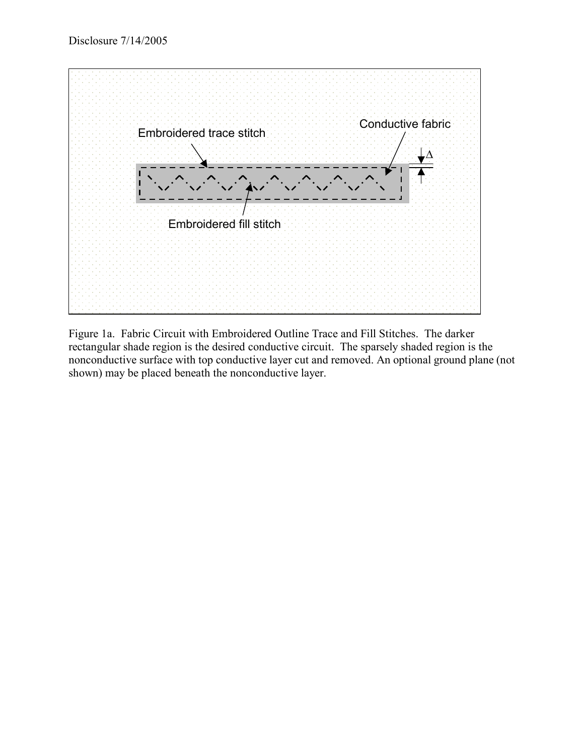Disclosure 7/14/2005

Embroidered trace stitch

Conductive fabric

$\Delta$

Embroidered fill stitch

Figure 1a. Fabric Circuit with Embroidered Outline Trace and Fill Stitches. The darker rectangular shade region is the desired conductive circuit. The sparsely shaded region is the nonconductive surface with top conductive layer cut and removed. An optional ground plane (not shown) may be placed beneath the nonconductive layer.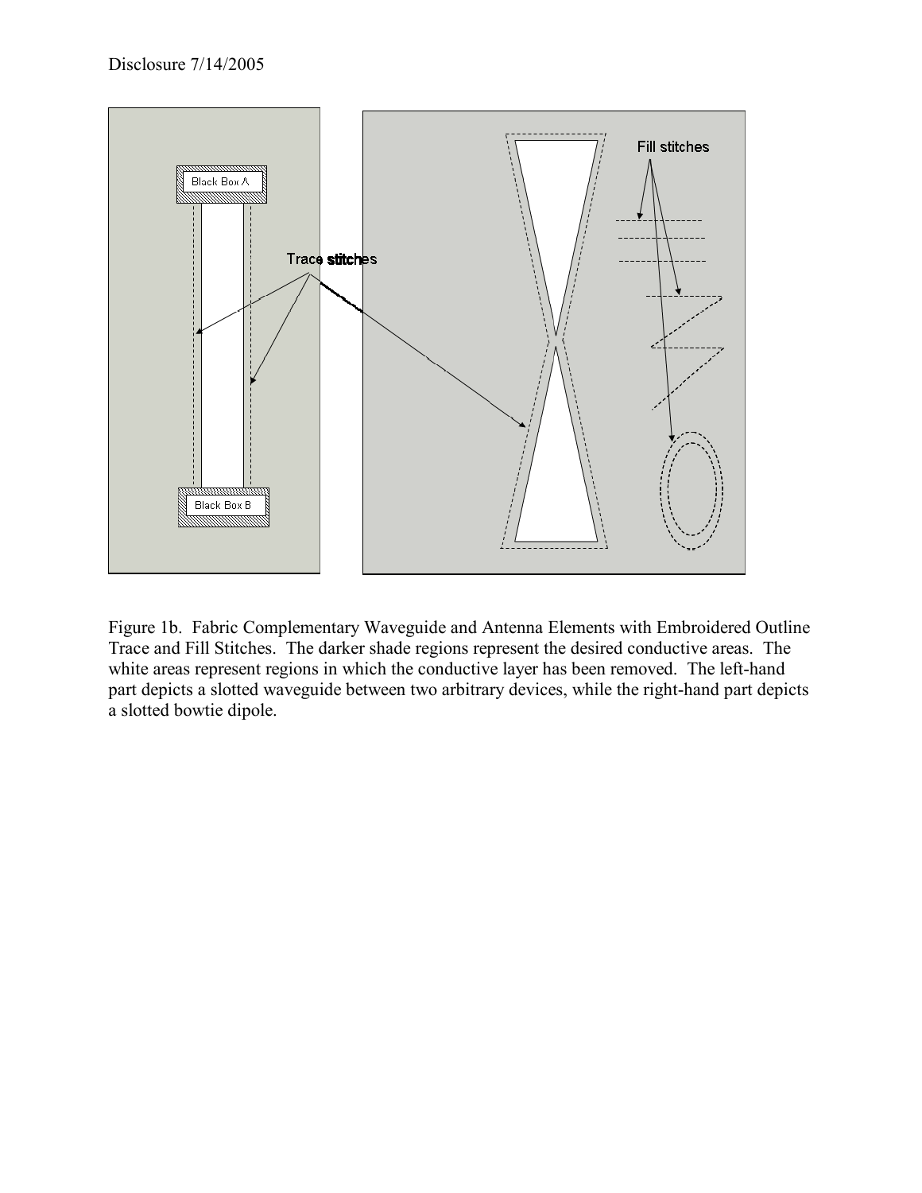Disclosure 7/14/2005

Figure 1b. Fabric Complementary Waveguide and Antenna Elements with Embroidered Outline Trace and Fill Stitches. The darker shade regions represent the desired conductive areas. The white areas represent regions in which the conductive layer has been removed. The left-hand part depicts a slotted waveguide between two arbitrary devices, while the right-hand part depicts a slotted bowtie dipole.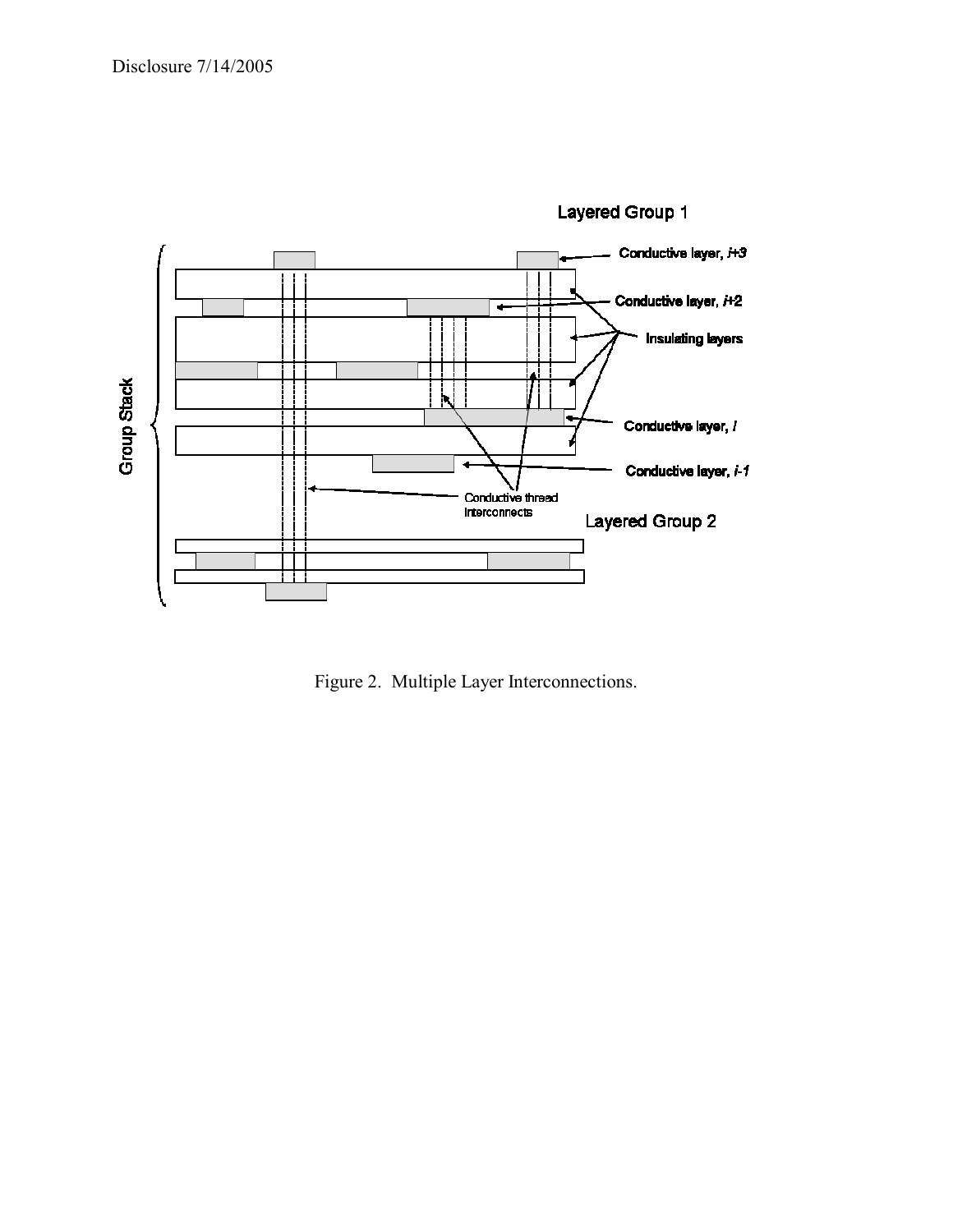Disclosure 7/14/2005

Figure 2. Multiple Layer Interconnections.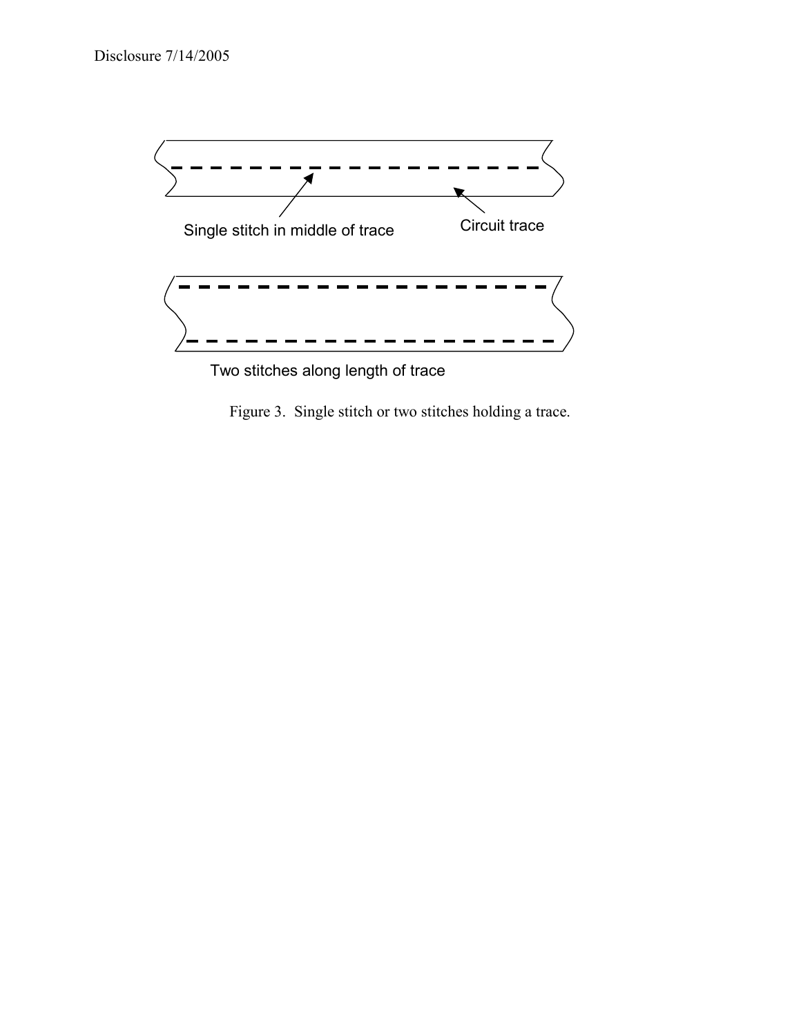Disclosure 7/14/2005

Single stitch in middle of trace

Circuit trace

Two stitches along length of trace

Figure 3. Single stitch or two stitches holding a trace.